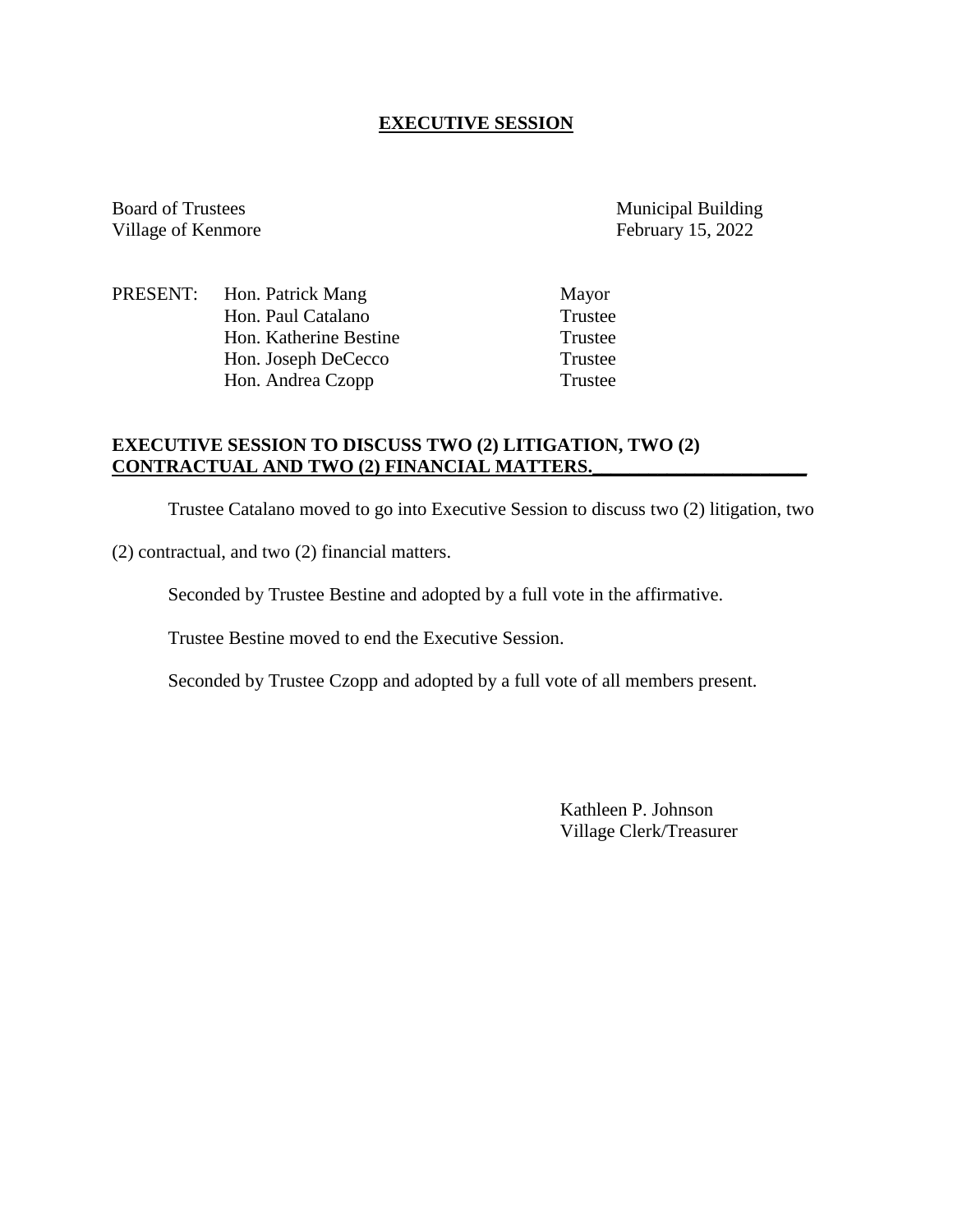# **EXECUTIVE SESSION**

Board of Trustees
Village of Kenmore

Municipal Building
February 15, 2022

| PRESENT: | Hon. Patrick Mang | Mayor |
|---|---|---|
| | Hon. Paul Catalano | Trustee |
| | Hon. Katherine Bestine | Trustee |
| | Hon. Joseph DeCecco | Trustee |
| | Hon. Andrea Czopp | Trustee |

**EXECUTIVE SESSION TO DISCUSS TWO (2) LITIGATION, TWO (2) CONTRACTUAL AND TWO (2) FINANCIAL MATTERS.**

Trustee Catalano moved to go into Executive Session to discuss two (2) litigation, two (2) contractual, and two (2) financial matters.

Seconded by Trustee Bestine and adopted by a full vote in the affirmative.

Trustee Bestine moved to end the Executive Session.

Seconded by Trustee Czopp and adopted by a full vote of all members present.

Kathleen P. Johnson
Village Clerk/Treasurer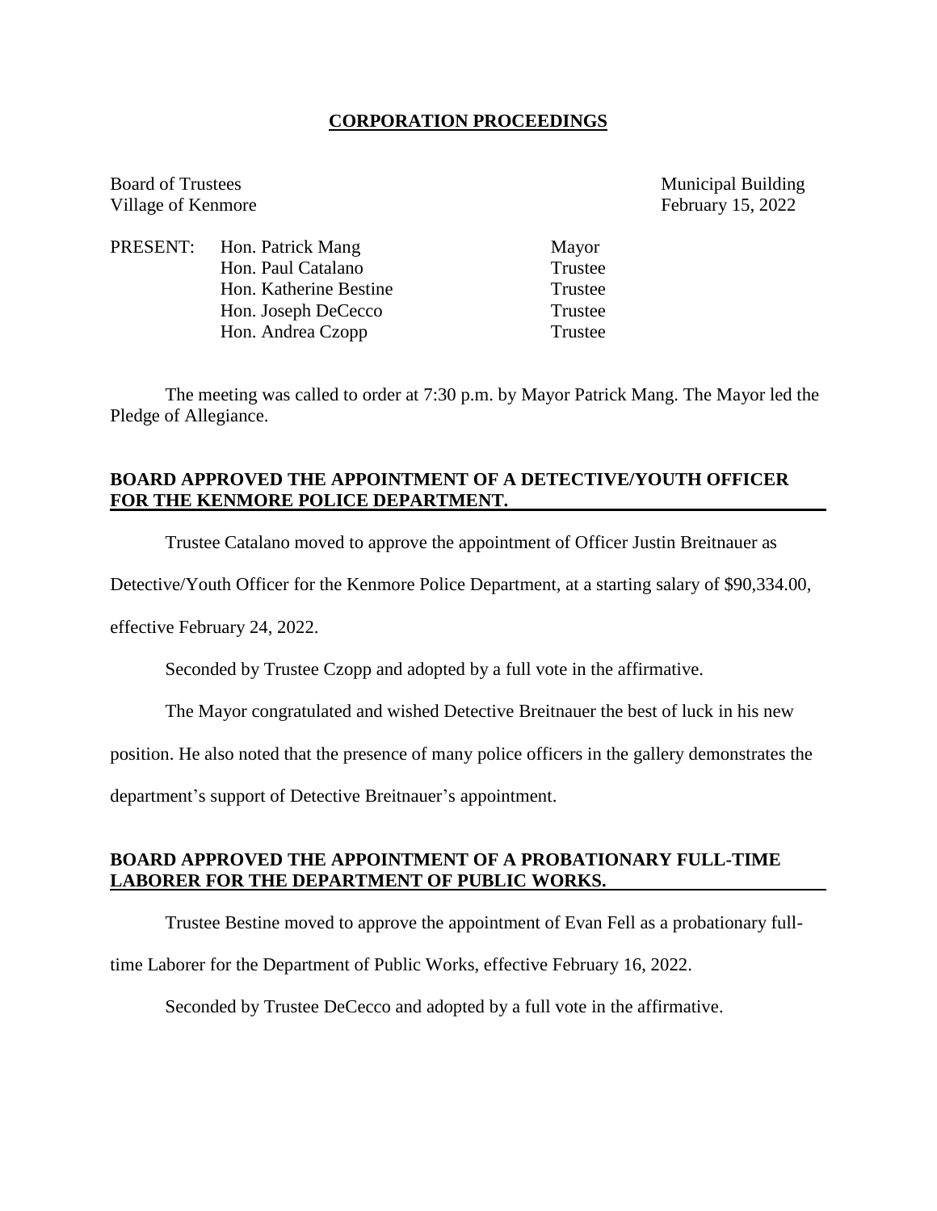**CORPORATION PROCEEDINGS**

Board of Trustees
Village of Kenmore

Municipal Building
February 15, 2022

| PRESENT: | Hon. Patrick Mang | Mayor |
|---|---|---|
| | Hon. Paul Catalano | Trustee |
| | Hon. Katherine Bestine | Trustee |
| | Hon. Joseph DeCecco | Trustee |
| | Hon. Andrea Czopp | Trustee |

The meeting was called to order at 7:30 p.m. by Mayor Patrick Mang. The Mayor led the Pledge of Allegiance.

**BOARD APPROVED THE APPOINTMENT OF A DETECTIVE/YOUTH OFFICER FOR THE KENMORE POLICE DEPARTMENT.**

Trustee Catalano moved to approve the appointment of Officer Justin Breitnauer as Detective/Youth Officer for the Kenmore Police Department, at a starting salary of $90,334.00, effective February 24, 2022.

Seconded by Trustee Czopp and adopted by a full vote in the affirmative.

The Mayor congratulated and wished Detective Breitnauer the best of luck in his new position. He also noted that the presence of many police officers in the gallery demonstrates the department's support of Detective Breitnauer's appointment.

**BOARD APPROVED THE APPOINTMENT OF A PROBATIONARY FULL-TIME LABORER FOR THE DEPARTMENT OF PUBLIC WORKS.**

Trustee Bestine moved to approve the appointment of Evan Fell as a probationary full-time Laborer for the Department of Public Works, effective February 16, 2022.

Seconded by Trustee DeCecco and adopted by a full vote in the affirmative.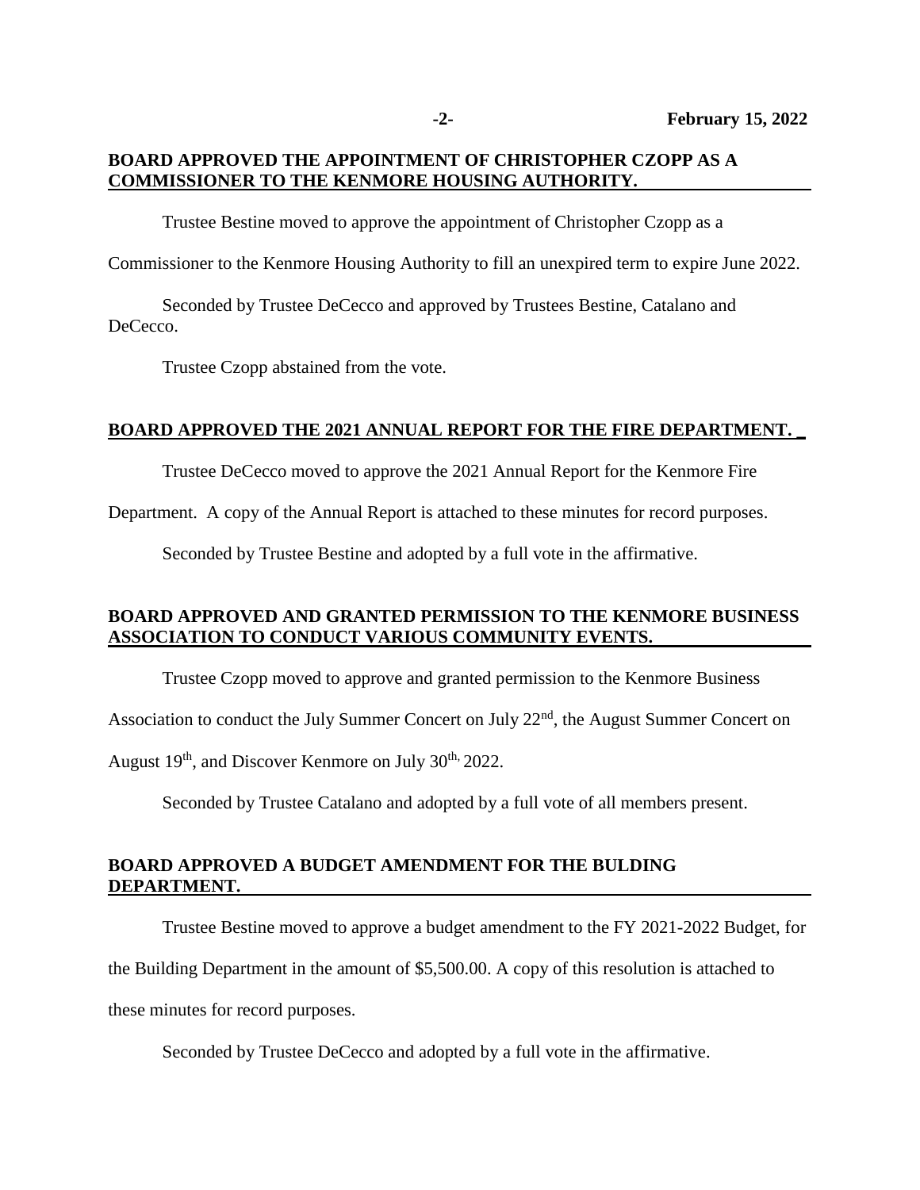**BOARD APPROVED THE APPOINTMENT OF CHRISTOPHER CZOPP AS A COMMISSIONER TO THE KENMORE HOUSING AUTHORITY.**

Trustee Bestine moved to approve the appointment of Christopher Czopp as a Commissioner to the Kenmore Housing Authority to fill an unexpired term to expire June 2022.

Seconded by Trustee DeCecco and approved by Trustees Bestine, Catalano and DeCecco.

Trustee Czopp abstained from the vote.

**BOARD APPROVED THE 2021 ANNUAL REPORT FOR THE FIRE DEPARTMENT.**

Trustee DeCecco moved to approve the 2021 Annual Report for the Kenmore Fire Department. A copy of the Annual Report is attached to these minutes for record purposes.

Seconded by Trustee Bestine and adopted by a full vote in the affirmative.

**BOARD APPROVED AND GRANTED PERMISSION TO THE KENMORE BUSINESS ASSOCIATION TO CONDUCT VARIOUS COMMUNITY EVENTS.**

Trustee Czopp moved to approve and granted permission to the Kenmore Business Association to conduct the July Summer Concert on July 22nd, the August Summer Concert on August 19th, and Discover Kenmore on July 30th, 2022.

Seconded by Trustee Catalano and adopted by a full vote of all members present.

**BOARD APPROVED A BUDGET AMENDMENT FOR THE BULDING DEPARTMENT.**

Trustee Bestine moved to approve a budget amendment to the FY 2021-2022 Budget, for the Building Department in the amount of $5,500.00. A copy of this resolution is attached to these minutes for record purposes.

Seconded by Trustee DeCecco and adopted by a full vote in the affirmative.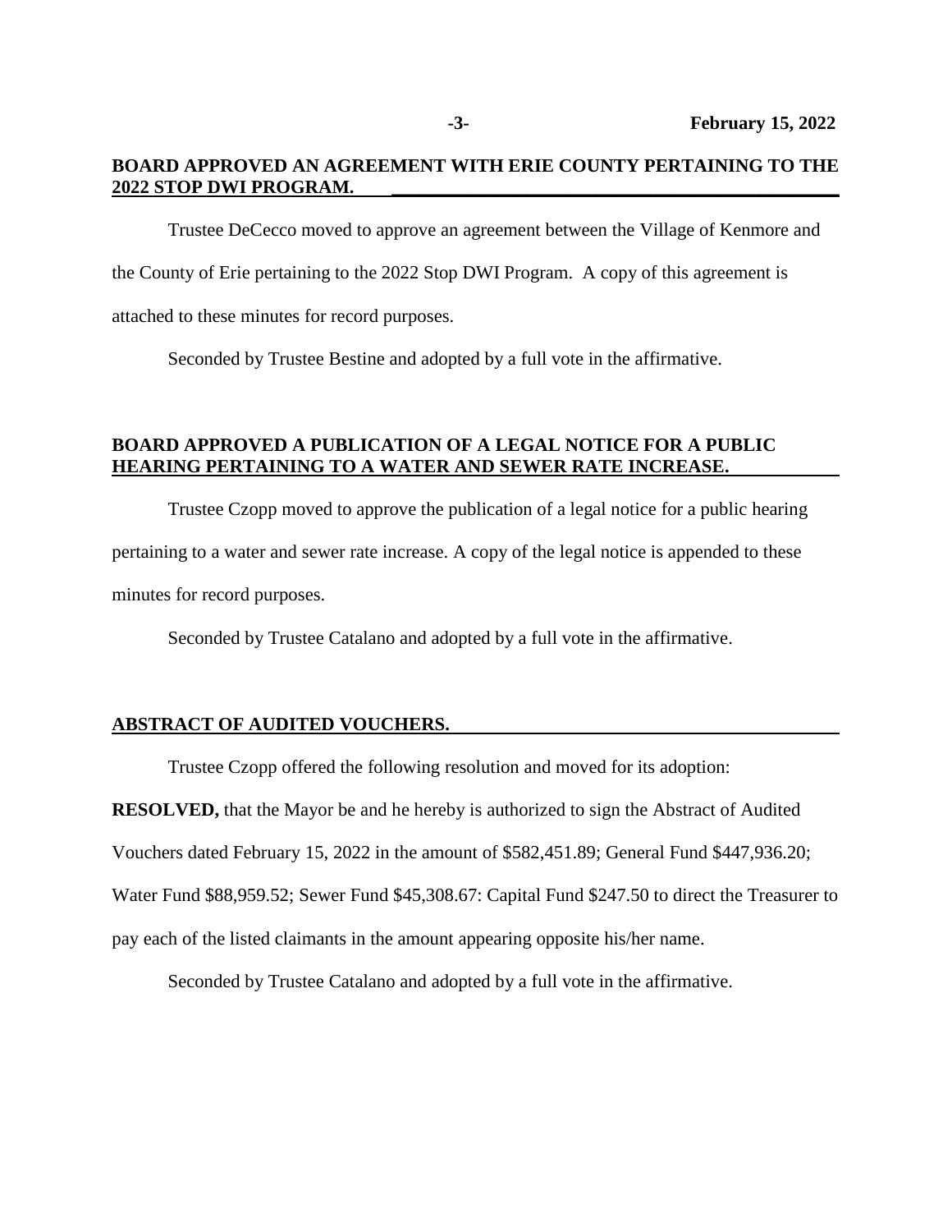**BOARD APPROVED AN AGREEMENT WITH ERIE COUNTY PERTAINING TO THE 2022 STOP DWI PROGRAM.**

Trustee DeCecco moved to approve an agreement between the Village of Kenmore and the County of Erie pertaining to the 2022 Stop DWI Program. A copy of this agreement is attached to these minutes for record purposes.

Seconded by Trustee Bestine and adopted by a full vote in the affirmative.

**BOARD APPROVED A PUBLICATION OF A LEGAL NOTICE FOR A PUBLIC HEARING PERTAINING TO A WATER AND SEWER RATE INCREASE.**

Trustee Czopp moved to approve the publication of a legal notice for a public hearing pertaining to a water and sewer rate increase. A copy of the legal notice is appended to these minutes for record purposes.

Seconded by Trustee Catalano and adopted by a full vote in the affirmative.

**ABSTRACT OF AUDITED VOUCHERS.**

Trustee Czopp offered the following resolution and moved for its adoption:

**RESOLVED,** that the Mayor be and he hereby is authorized to sign the Abstract of Audited Vouchers dated February 15, 2022 in the amount of $582,451.89; General Fund $447,936.20; Water Fund $88,959.52; Sewer Fund $45,308.67: Capital Fund $247.50 to direct the Treasurer to pay each of the listed claimants in the amount appearing opposite his/her name.

Seconded by Trustee Catalano and adopted by a full vote in the affirmative.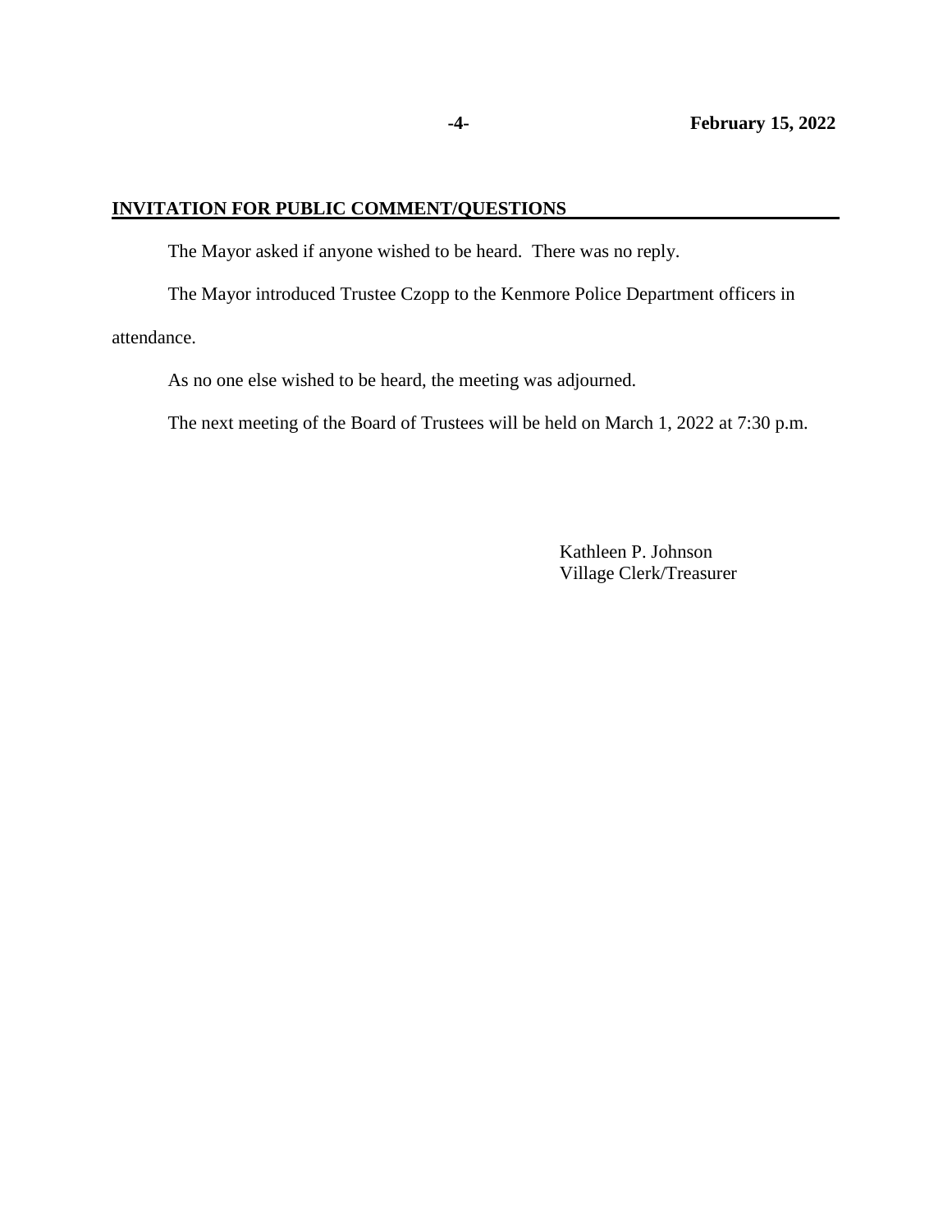## INVITATION FOR PUBLIC COMMENT/QUESTIONS

The Mayor asked if anyone wished to be heard. There was no reply.

The Mayor introduced Trustee Czopp to the Kenmore Police Department officers in attendance.

As no one else wished to be heard, the meeting was adjourned.

The next meeting of the Board of Trustees will be held on March 1, 2022 at 7:30 p.m.

Kathleen P. Johnson
Village Clerk/Treasurer